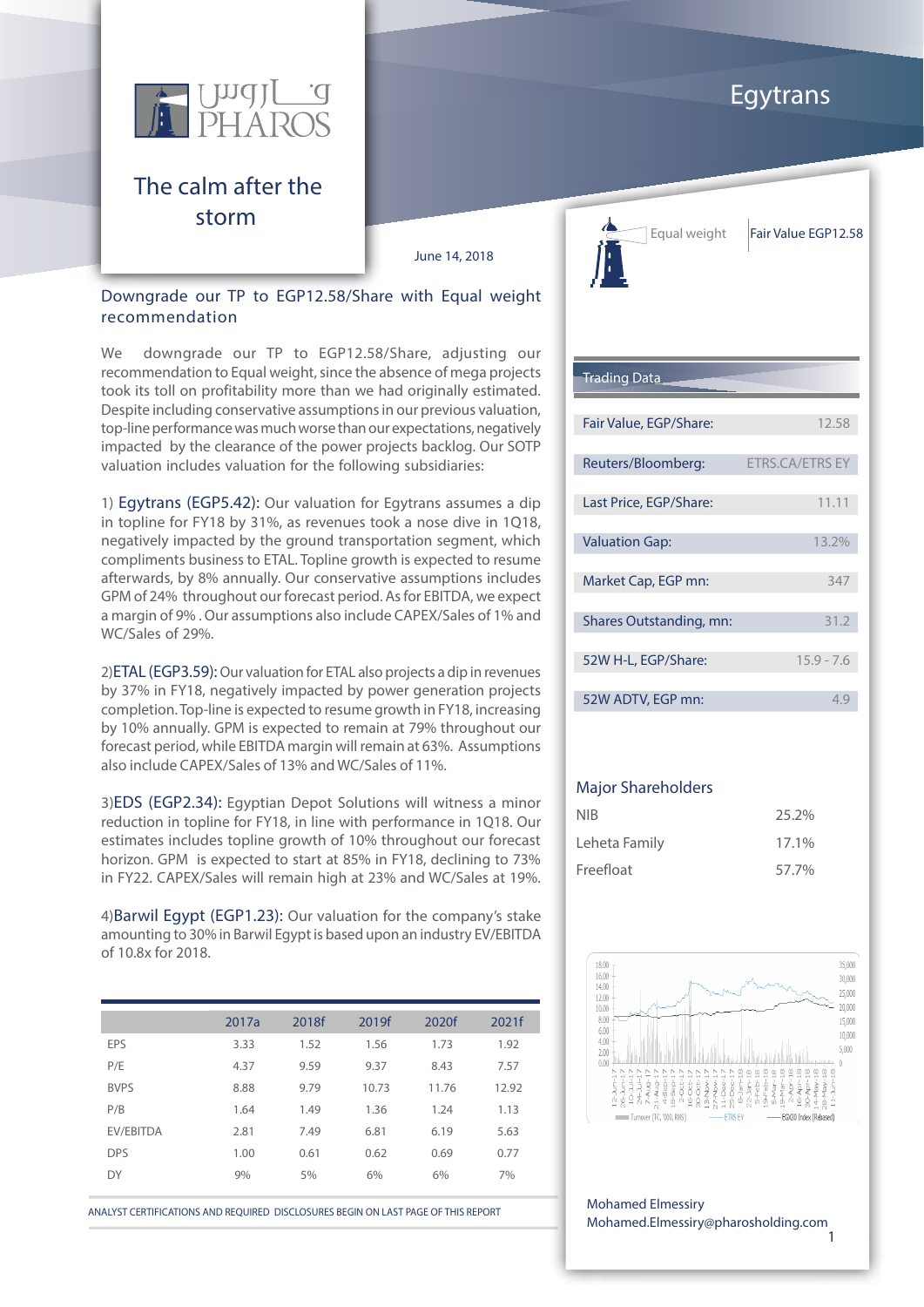# Egytrans

## The calm after the storm

June 14, 2018

Equal weight | Fair Value EGP12.58

### Downgrade our TP to EGP12.58/Share with Equal weight recommendation

We downgrade our TP to EGP12.58/Share, adjusting our recommendation to Equal weight, since the absence of mega projects took its toll on profitability more than we had originally estimated. Despite including conservative assumptions in our previous valuation, top-line performance was much worse than our expectations, negatively impacted by the clearance of the power projects backlog. Our SOTP valuation includes valuation for the following subsidiaries:

1) Egytrans (EGP5.42): Our valuation for Egytrans assumes a dip in topline for FY18 by 31%, as revenues took a nose dive in 1Q18, negatively impacted by the ground transportation segment, which compliments business to ETAL. Topline growth is expected to resume afterwards, by 8% annually. Our conservative assumptions includes GPM of 24% throughout our forecast period. As for EBITDA, we expect a margin of 9% . Our assumptions also include CAPEX/Sales of 1% and WC/Sales of 29%.

2) ETAL (EGP3.59): Our valuation for ETAL also projects a dip in revenues by 37% in FY18, negatively impacted by power generation projects completion. Top-line is expected to resume growth in FY18, increasing by 10% annually. GPM is expected to remain at 79% throughout our forecast period, while EBITDA margin will remain at 63%. Assumptions also include CAPEX/Sales of 13% and WC/Sales of 11%.

3) EDS (EGP2.34): Egyptian Depot Solutions will witness a minor reduction in topline for FY18, in line with performance in 1Q18. Our estimates includes topline growth of 10% throughout our forecast horizon. GPM is expected to start at 85% in FY18, declining to 73% in FY22. CAPEX/Sales will remain high at 23% and WC/Sales at 19%.

4) Barwil Egypt (EGP1.23): Our valuation for the company's stake amounting to 30% in Barwil Egypt is based upon an industry EV/EBITDA of 10.8x for 2018.

| | 2017a | 2018f | 2019f | 2020f | 2021f |
|---|---|---|---|---|---|
| EPS | 3.33 | 1.52 | 1.56 | 1.73 | 1.92 |
| P/E | 4.37 | 9.59 | 9.37 | 8.43 | 7.57 |
| BVPS | 8.88 | 9.79 | 10.73 | 11.76 | 12.92 |
| P/B | 1.64 | 1.49 | 1.36 | 1.24 | 1.13 |
| EV/EBITDA | 2.81 | 7.49 | 6.81 | 6.19 | 5.63 |
| DPS | 1.00 | 0.61 | 0.62 | 0.69 | 0.77 |
| DY | 9% | 5% | 6% | 6% | 7% |

ANALYST CERTIFICATIONS AND REQUIRED DISCLOSURES BEGIN ON LAST PAGE OF THIS REPORT

### Trading Data

| | |
|---|---|
| Fair Value, EGP/Share: | 12.58 |
| Reuters/Bloomberg: | ETRS.CA/ETRS EY |
| Last Price, EGP/Share: | 11.11 |
| Valuation Gap: | 13.2% |
| Market Cap, EGP mn: | 347 |
| Shares Outstanding, mn: | 31.2 |
| 52W H-L, EGP/Share: | 15.9 - 7.6 |
| 52W ADTV, EGP mn: | 4.9 |

### Major Shareholders

| | |
|---|---|
| NIB | 25.2% |
| Leheta Family | 17.1% |
| Freefloat | 57.7% |

Turnover (TC, '000, RHS) — ETRS EY — EGX30 Index (Rebased)

Mohamed Elmessiry
Mohamed.Elmessiry@pharosholding.com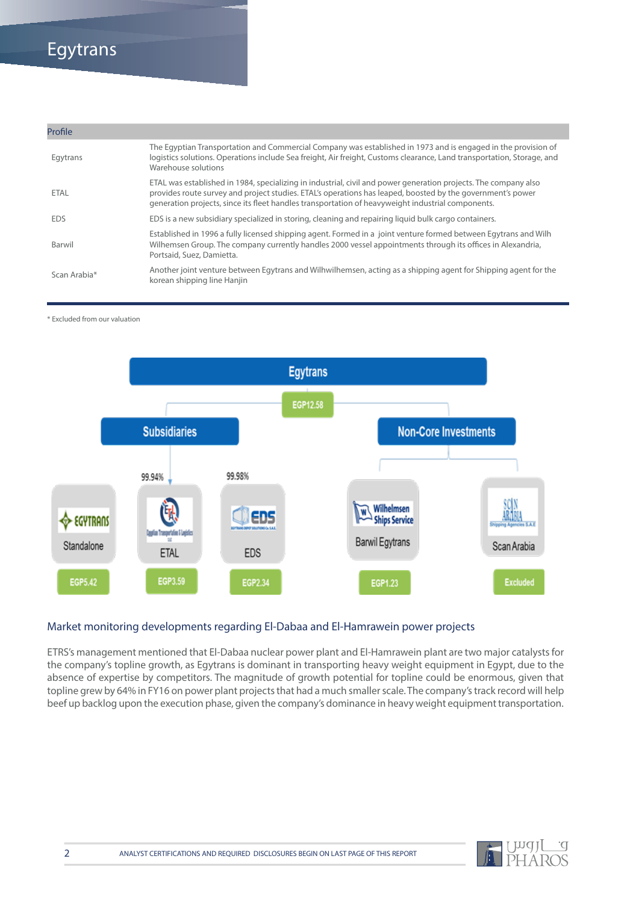# Egytrans

| Profile | |
|---|---|
| Egytrans | The Egyptian Transportation and Commercial Company was established in 1973 and is engaged in the provision of logistics solutions. Operations include Sea freight, Air freight, Customs clearance, Land transportation, Storage, and Warehouse solutions |
| ETAL | ETAL was established in 1984, specializing in industrial, civil and power generation projects. The company also provides route survey and project studies. ETAL's operations has leaped, boosted by the government's power generation projects, since its fleet handles transportation of heavyweight industrial components. |
| EDS | EDS is a new subsidiary specialized in storing, cleaning and repairing liquid bulk cargo containers. |
| Barwil | Established in 1996 a fully licensed shipping agent. Formed in a joint venture formed between Egytrans and Wilh Wilhemsen Group. The company currently handles 2000 vessel appointments through its offices in Alexandria, Portsaid, Suez, Damietta. |
| Scan Arabia* | Another joint venture between Egytrans and Wilhwilhemsen, acting as a shipping agent for Shipping agent for the korean shipping line Hanjin |

\* Excluded from our valuation

Egytrans — EGP12.58

- Subsidiaries
  - Standalone — EGP5.42
  - ETAL (99.94%) — EGP3.59
  - EDS (99.98%) — EGP2.34
- Non-Core Investments
  - Wilhelmsen Ships Service / Barwil Egytrans — EGP1.23
  - Scan Arabia — Excluded

## Market monitoring developments regarding El-Dabaa and El-Hamrawein power projects

ETRS's management mentioned that El-Dabaa nuclear power plant and El-Hamrawein plant are two major catalysts for the company's topline growth, as Egytrans is dominant in transporting heavy weight equipment in Egypt, due to the absence of expertise by competitors. The magnitude of growth potential for topline could be enormous, given that topline grew by 64% in FY16 on power plant projects that had a much smaller scale. The company's track record will help beef up backlog upon the execution phase, given the company's dominance in heavy weight equipment transportation.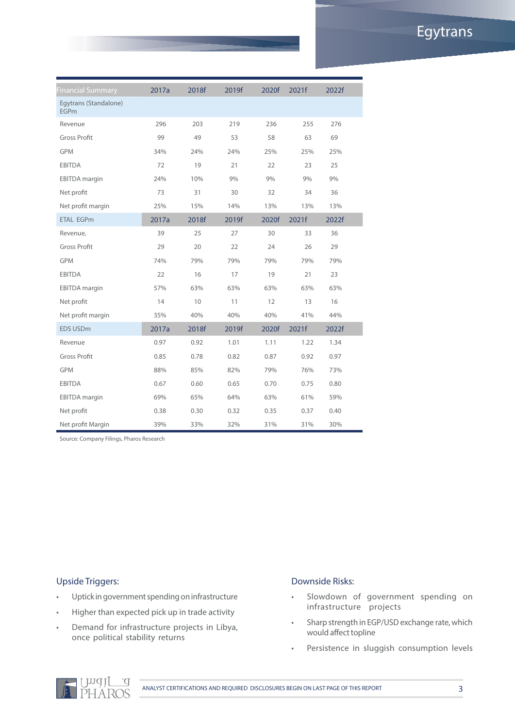| Financial Summary | 2017a | 2018f | 2019f | 2020f | 2021f | 2022f |
|---|---|---|---|---|---|---|
| Egytrans (Standalone) EGPm | | | | | | |
| Revenue | 296 | 203 | 219 | 236 | 255 | 276 |
| Gross Profit | 99 | 49 | 53 | 58 | 63 | 69 |
| GPM | 34% | 24% | 24% | 25% | 25% | 25% |
| EBITDA | 72 | 19 | 21 | 22 | 23 | 25 |
| EBITDA margin | 24% | 10% | 9% | 9% | 9% | 9% |
| Net profit | 73 | 31 | 30 | 32 | 34 | 36 |
| Net profit margin | 25% | 15% | 14% | 13% | 13% | 13% |
| ETAL EGPm | 2017a | 2018f | 2019f | 2020f | 2021f | 2022f |
| Revenue, | 39 | 25 | 27 | 30 | 33 | 36 |
| Gross Profit | 29 | 20 | 22 | 24 | 26 | 29 |
| GPM | 74% | 79% | 79% | 79% | 79% | 79% |
| EBITDA | 22 | 16 | 17 | 19 | 21 | 23 |
| EBITDA margin | 57% | 63% | 63% | 63% | 63% | 63% |
| Net profit | 14 | 10 | 11 | 12 | 13 | 16 |
| Net profit margin | 35% | 40% | 40% | 40% | 41% | 44% |
| EDS USDm | 2017a | 2018f | 2019f | 2020f | 2021f | 2022f |
| Revenue | 0.97 | 0.92 | 1.01 | 1.11 | 1.22 | 1.34 |
| Gross Profit | 0.85 | 0.78 | 0.82 | 0.87 | 0.92 | 0.97 |
| GPM | 88% | 85% | 82% | 79% | 76% | 73% |
| EBITDA | 0.67 | 0.60 | 0.65 | 0.70 | 0.75 | 0.80 |
| EBITDA margin | 69% | 65% | 64% | 63% | 61% | 59% |
| Net profit | 0.38 | 0.30 | 0.32 | 0.35 | 0.37 | 0.40 |
| Net profit Margin | 39% | 33% | 32% | 31% | 31% | 30% |

Source: Company Filings, Pharos Research

### Upside Triggers:

- Uptick in government spending on infrastructure
- Higher than expected pick up in trade activity
- Demand for infrastructure projects in Libya, once political stability returns

### Downside Risks:

- Slowdown of government spending on infrastructure projects
- Sharp strength in EGP/USD exchange rate, which would affect topline
- Persistence in sluggish consumption levels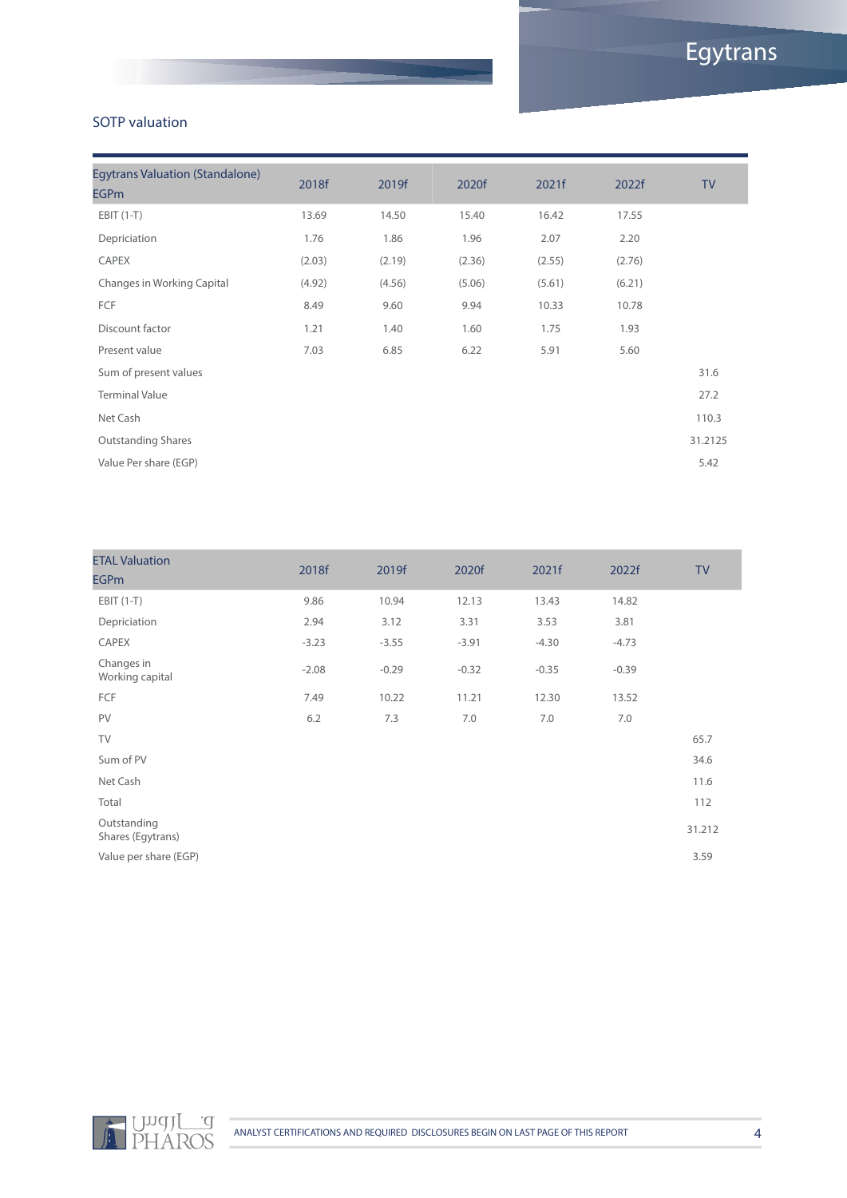## SOTP valuation

| Egytrans Valuation (Standalone) EGPm | 2018f | 2019f | 2020f | 2021f | 2022f | TV |
|---|---|---|---|---|---|---|
| EBIT (1-T) | 13.69 | 14.50 | 15.40 | 16.42 | 17.55 | |
| Depriciation | 1.76 | 1.86 | 1.96 | 2.07 | 2.20 | |
| CAPEX | (2.03) | (2.19) | (2.36) | (2.55) | (2.76) | |
| Changes in Working Capital | (4.92) | (4.56) | (5.06) | (5.61) | (6.21) | |
| FCF | 8.49 | 9.60 | 9.94 | 10.33 | 10.78 | |
| Discount factor | 1.21 | 1.40 | 1.60 | 1.75 | 1.93 | |
| Present value | 7.03 | 6.85 | 6.22 | 5.91 | 5.60 | |
| Sum of present values | | | | | | 31.6 |
| Terminal Value | | | | | | 27.2 |
| Net Cash | | | | | | 110.3 |
| Outstanding Shares | | | | | | 31.2125 |
| Value Per share (EGP) | | | | | | 5.42 |

| ETAL Valuation EGPm | 2018f | 2019f | 2020f | 2021f | 2022f | TV |
|---|---|---|---|---|---|---|
| EBIT (1-T) | 9.86 | 10.94 | 12.13 | 13.43 | 14.82 | |
| Depriciation | 2.94 | 3.12 | 3.31 | 3.53 | 3.81 | |
| CAPEX | -3.23 | -3.55 | -3.91 | -4.30 | -4.73 | |
| Changes in Working capital | -2.08 | -0.29 | -0.32 | -0.35 | -0.39 | |
| FCF | 7.49 | 10.22 | 11.21 | 12.30 | 13.52 | |
| PV | 6.2 | 7.3 | 7.0 | 7.0 | 7.0 | |
| TV | | | | | | 65.7 |
| Sum of PV | | | | | | 34.6 |
| Net Cash | | | | | | 11.6 |
| Total | | | | | | 112 |
| Outstanding Shares (Egytrans) | | | | | | 31.212 |
| Value per share (EGP) | | | | | | 3.59 |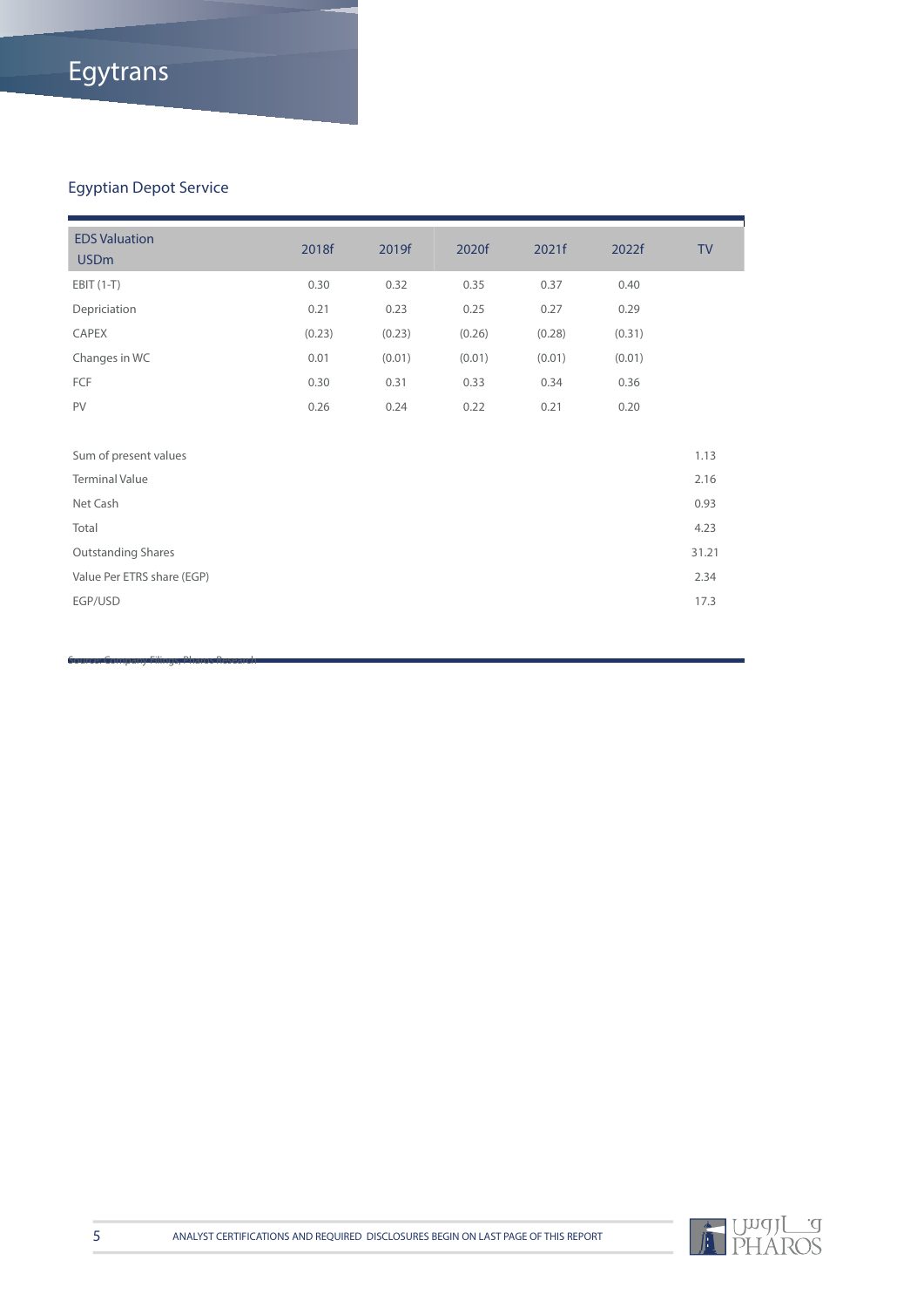## Egyptian Depot Service

| EDS Valuation USDm | 2018f | 2019f | 2020f | 2021f | 2022f | TV |
|---|---|---|---|---|---|---|
| EBIT (1-T) | 0.30 | 0.32 | 0.35 | 0.37 | 0.40 | |
| Depriciation | 0.21 | 0.23 | 0.25 | 0.27 | 0.29 | |
| CAPEX | (0.23) | (0.23) | (0.26) | (0.28) | (0.31) | |
| Changes in WC | 0.01 | (0.01) | (0.01) | (0.01) | (0.01) | |
| FCF | 0.30 | 0.31 | 0.33 | 0.34 | 0.36 | |
| PV | 0.26 | 0.24 | 0.22 | 0.21 | 0.20 | |
| | | | | | | |
| Sum of present values | | | | | | 1.13 |
| Terminal Value | | | | | | 2.16 |
| Net Cash | | | | | | 0.93 |
| Total | | | | | | 4.23 |
| Outstanding Shares | | | | | | 31.21 |
| Value Per ETRS share (EGP) | | | | | | 2.34 |
| EGP/USD | | | | | | 17.3 |

Source: Company Filings, Pharos Research

ANALYST CERTIFICATIONS AND REQUIRED DISCLOSURES BEGIN ON LAST PAGE OF THIS REPORT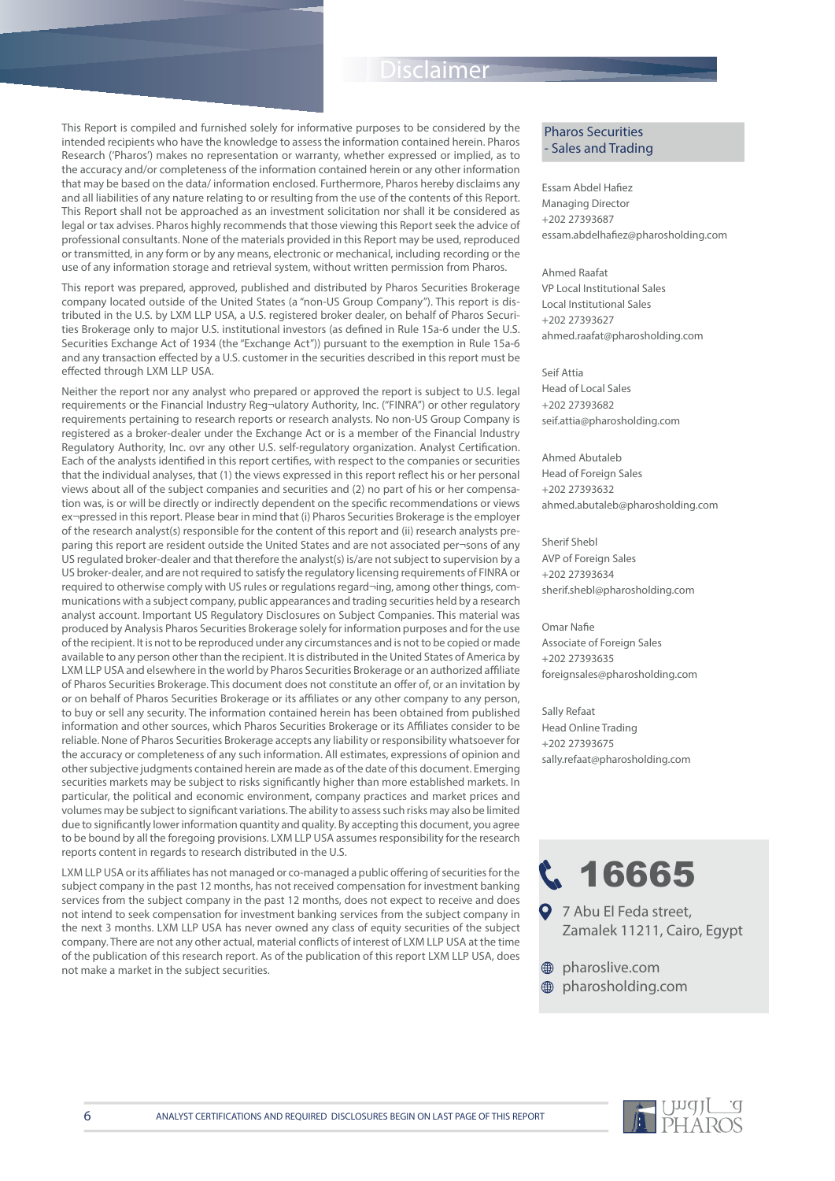# Disclaimer

This Report is compiled and furnished solely for informative purposes to be considered by the intended recipients who have the knowledge to assess the information contained herein. Pharos Research ('Pharos') makes no representation or warranty, whether expressed or implied, as to the accuracy and/or completeness of the information contained herein or any other information that may be based on the data/ information enclosed. Furthermore, Pharos hereby disclaims any and all liabilities of any nature relating to or resulting from the use of the contents of this Report. This Report shall not be approached as an investment solicitation nor shall it be considered as legal or tax advises. Pharos highly recommends that those viewing this Report seek the advice of professional consultants. None of the materials provided in this Report may be used, reproduced or transmitted, in any form or by any means, electronic or mechanical, including recording or the use of any information storage and retrieval system, without written permission from Pharos.

This report was prepared, approved, published and distributed by Pharos Securities Brokerage company located outside of the United States (a "non-US Group Company"). This report is distributed in the U.S. by LXM LLP USA, a U.S. registered broker dealer, on behalf of Pharos Securities Brokerage only to major U.S. institutional investors (as defined in Rule 15a-6 under the U.S. Securities Exchange Act of 1934 (the "Exchange Act")) pursuant to the exemption in Rule 15a-6 and any transaction effected by a U.S. customer in the securities described in this report must be effected through LXM LLP USA.

Neither the report nor any analyst who prepared or approved the report is subject to U.S. legal requirements or the Financial Industry Reg¬ulatory Authority, Inc. ("FINRA") or other regulatory requirements pertaining to research reports or research analysts. No non-US Group Company is registered as a broker-dealer under the Exchange Act or is a member of the Financial Industry Regulatory Authority, Inc. ovr any other U.S. self-regulatory organization. Analyst Certification. Each of the analysts identified in this report certifies, with respect to the companies or securities that the individual analyses, that (1) the views expressed in this report reflect his or her personal views about all of the subject companies and securities and (2) no part of his or her compensation was, is or will be directly or indirectly dependent on the specific recommendations or views ex¬pressed in this report. Please bear in mind that (i) Pharos Securities Brokerage is the employer of the research analyst(s) responsible for the content of this report and (ii) research analysts preparing this report are resident outside the United States and are not associated per¬sons of any US regulated broker-dealer and that therefore the analyst(s) is/are not subject to supervision by a US broker-dealer, and are not required to satisfy the regulatory licensing requirements of FINRA or required to otherwise comply with US rules or regulations regard¬ing, among other things, communications with a subject company, public appearances and trading securities held by a research analyst account. Important US Regulatory Disclosures on Subject Companies. This material was produced by Analysis Pharos Securities Brokerage solely for information purposes and for the use of the recipient. It is not to be reproduced under any circumstances and is not to be copied or made available to any person other than the recipient. It is distributed in the United States of America by LXM LLP USA and elsewhere in the world by Pharos Securities Brokerage or an authorized affiliate of Pharos Securities Brokerage. This document does not constitute an offer of, or an invitation by or on behalf of Pharos Securities Brokerage or its affiliates or any other company to any person, to buy or sell any security. The information contained herein has been obtained from published information and other sources, which Pharos Securities Brokerage or its Affiliates consider to be reliable. None of Pharos Securities Brokerage accepts any liability or responsibility whatsoever for the accuracy or completeness of any such information. All estimates, expressions of opinion and other subjective judgments contained herein are made as of the date of this document. Emerging securities markets may be subject to risks significantly higher than more established markets. In particular, the political and economic environment, company practices and market prices and volumes may be subject to significant variations. The ability to assess such risks may also be limited due to significantly lower information quantity and quality. By accepting this document, you agree to be bound by all the foregoing provisions. LXM LLP USA assumes responsibility for the research reports content in regards to research distributed in the U.S.

LXM LLP USA or its affiliates has not managed or co-managed a public offering of securities for the subject company in the past 12 months, has not received compensation for investment banking services from the subject company in the past 12 months, does not expect to receive and does not intend to seek compensation for investment banking services from the subject company in the next 3 months. LXM LLP USA has never owned any class of equity securities of the subject company. There are not any other actual, material conflicts of interest of LXM LLP USA at the time of the publication of this research report. As of the publication of this report LXM LLP USA, does not make a market in the subject securities.

## Pharos Securities - Sales and Trading

Essam Abdel Hafiez
Managing Director
+202 27393687
essam.abdelhafiez@pharosholding.com

Ahmed Raafat
VP Local Institutional Sales
Local Institutional Sales
+202 27393627
ahmed.raafat@pharosholding.com

Seif Attia
Head of Local Sales
+202 27393682
seif.attia@pharosholding.com

Ahmed Abutaleb
Head of Foreign Sales
+202 27393632
ahmed.abutaleb@pharosholding.com

Sherif Shebl
AVP of Foreign Sales
+202 27393634
sherif.shebl@pharosholding.com

Omar Nafie
Associate of Foreign Sales
+202 27393635
foreignsales@pharosholding.com

Sally Refaat
Head Online Trading
+202 27393675
sally.refaat@pharosholding.com

16665

7 Abu El Feda street,
Zamalek 11211, Cairo, Egypt

pharoslive.com
pharosholding.com

ANALYST CERTIFICATIONS AND REQUIRED DISCLOSURES BEGIN ON LAST PAGE OF THIS REPORT